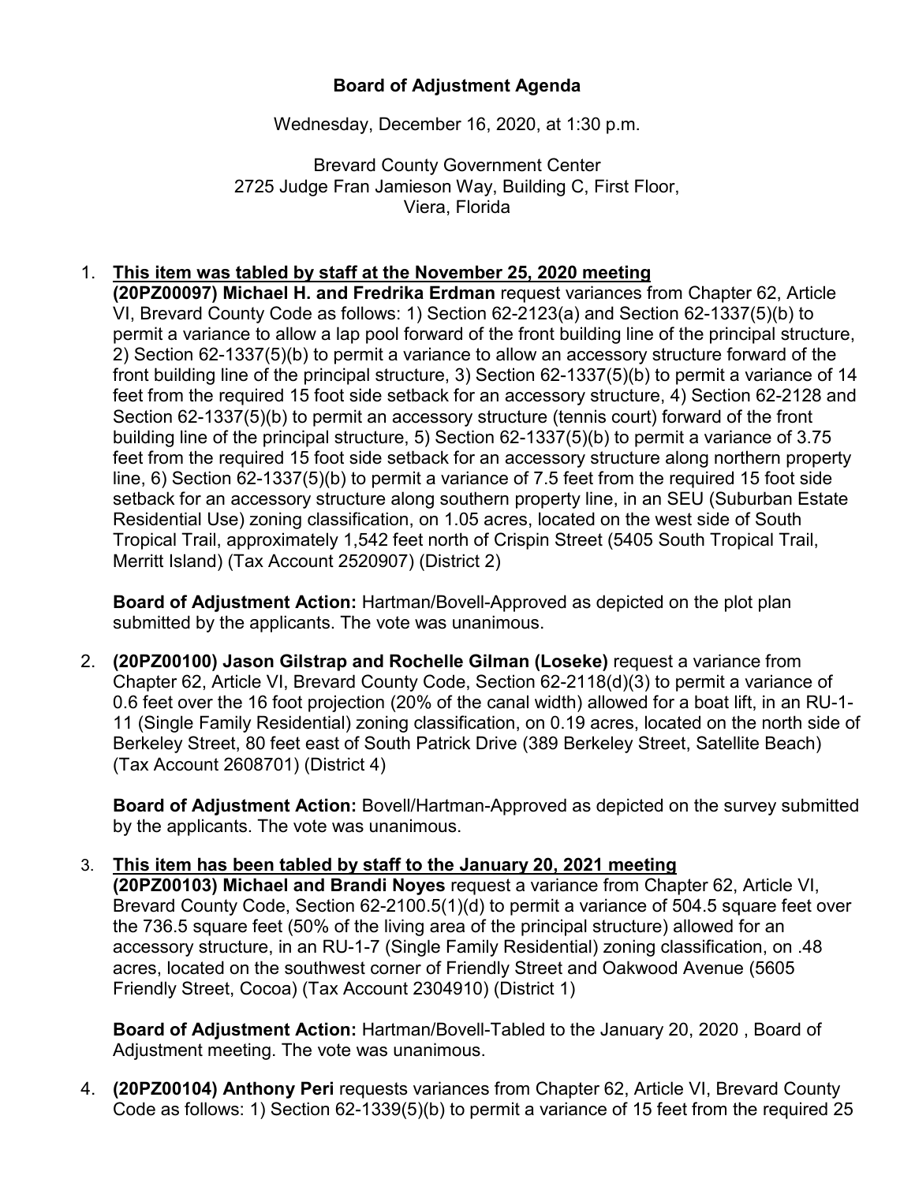# Board of Adjustment Agenda

Wednesday, December 16, 2020, at 1:30 p.m.

Brevard County Government Center
2725 Judge Fran Jamieson Way, Building C, First Floor,
Viera, Florida

1. **This item was tabled by staff at the November 25, 2020 meeting**
   **(20PZ00097) Michael H. and Fredrika Erdman** request variances from Chapter 62, Article VI, Brevard County Code as follows: 1) Section 62-2123(a) and Section 62-1337(5)(b) to permit a variance to allow a lap pool forward of the front building line of the principal structure, 2) Section 62-1337(5)(b) to permit a variance to allow an accessory structure forward of the front building line of the principal structure, 3) Section 62-1337(5)(b) to permit a variance of 14 feet from the required 15 foot side setback for an accessory structure, 4) Section 62-2128 and Section 62-1337(5)(b) to permit an accessory structure (tennis court) forward of the front building line of the principal structure, 5) Section 62-1337(5)(b) to permit a variance of 3.75 feet from the required 15 foot side setback for an accessory structure along northern property line, 6) Section 62-1337(5)(b) to permit a variance of 7.5 feet from the required 15 foot side setback for an accessory structure along southern property line, in an SEU (Suburban Estate Residential Use) zoning classification, on 1.05 acres, located on the west side of South Tropical Trail, approximately 1,542 feet north of Crispin Street (5405 South Tropical Trail, Merritt Island) (Tax Account 2520907) (District 2)

   **Board of Adjustment Action:** Hartman/Bovell-Approved as depicted on the plot plan submitted by the applicants. The vote was unanimous.

2. **(20PZ00100) Jason Gilstrap and Rochelle Gilman (Loseke)** request a variance from Chapter 62, Article VI, Brevard County Code, Section 62-2118(d)(3) to permit a variance of 0.6 feet over the 16 foot projection (20% of the canal width) allowed for a boat lift, in an RU-1-11 (Single Family Residential) zoning classification, on 0.19 acres, located on the north side of Berkeley Street, 80 feet east of South Patrick Drive (389 Berkeley Street, Satellite Beach) (Tax Account 2608701) (District 4)

   **Board of Adjustment Action:** Bovell/Hartman-Approved as depicted on the survey submitted by the applicants. The vote was unanimous.

3. **This item has been tabled by staff to the January 20, 2021 meeting**
   **(20PZ00103) Michael and Brandi Noyes** request a variance from Chapter 62, Article VI, Brevard County Code, Section 62-2100.5(1)(d) to permit a variance of 504.5 square feet over the 736.5 square feet (50% of the living area of the principal structure) allowed for an accessory structure, in an RU-1-7 (Single Family Residential) zoning classification, on .48 acres, located on the southwest corner of Friendly Street and Oakwood Avenue (5605 Friendly Street, Cocoa) (Tax Account 2304910) (District 1)

   **Board of Adjustment Action:** Hartman/Bovell-Tabled to the January 20, 2020 , Board of Adjustment meeting. The vote was unanimous.

4. **(20PZ00104) Anthony Peri** requests variances from Chapter 62, Article VI, Brevard County Code as follows: 1) Section 62-1339(5)(b) to permit a variance of 15 feet from the required 25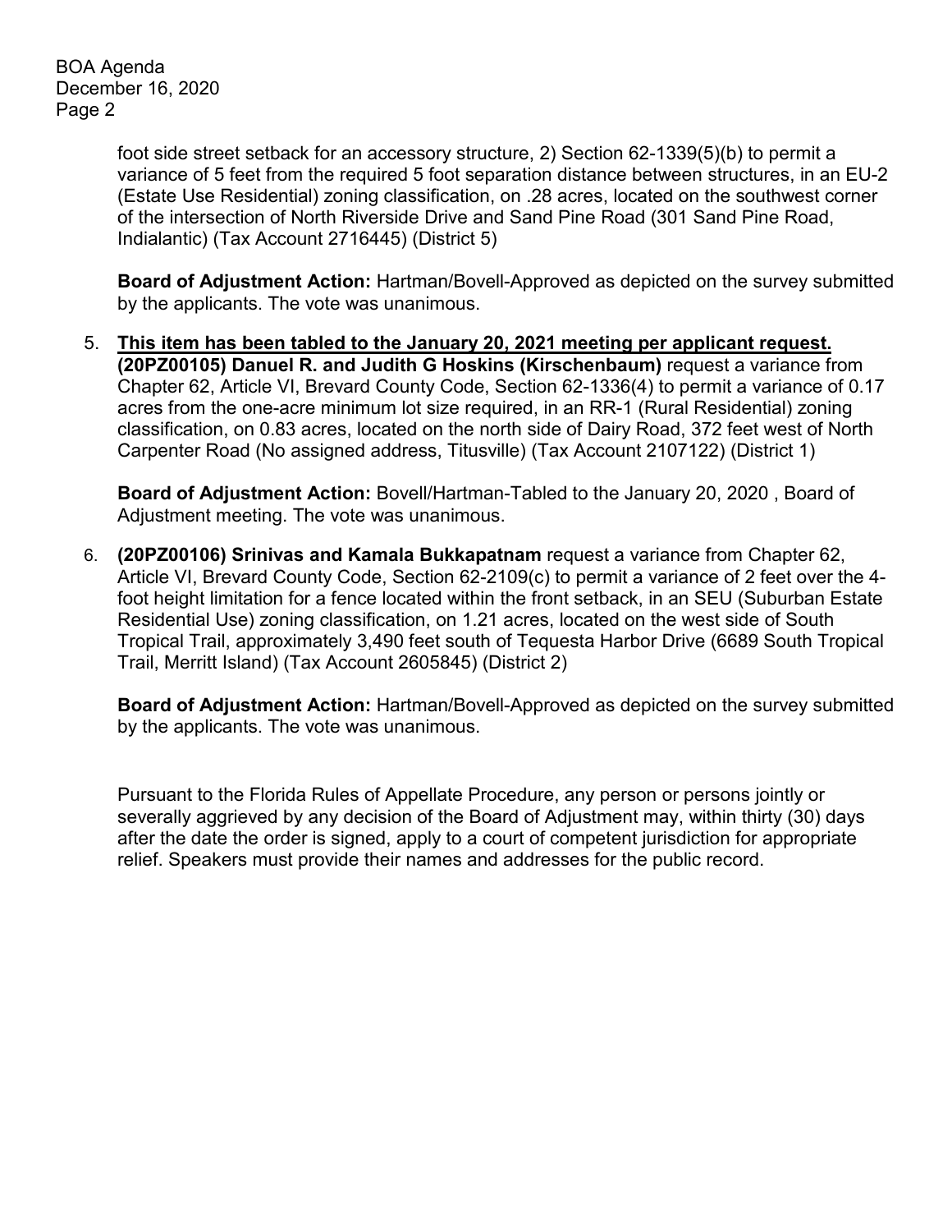foot side street setback for an accessory structure, 2) Section 62-1339(5)(b) to permit a variance of 5 feet from the required 5 foot separation distance between structures, in an EU-2 (Estate Use Residential) zoning classification, on .28 acres, located on the southwest corner of the intersection of North Riverside Drive and Sand Pine Road (301 Sand Pine Road, Indialantic) (Tax Account 2716445) (District 5)

**Board of Adjustment Action:** Hartman/Bovell-Approved as depicted on the survey submitted by the applicants. The vote was unanimous.

5. **This item has been tabled to the January 20, 2021 meeting per applicant request.** **(20PZ00105) Danuel R. and Judith G Hoskins (Kirschenbaum)** request a variance from Chapter 62, Article VI, Brevard County Code, Section 62-1336(4) to permit a variance of 0.17 acres from the one-acre minimum lot size required, in an RR-1 (Rural Residential) zoning classification, on 0.83 acres, located on the north side of Dairy Road, 372 feet west of North Carpenter Road (No assigned address, Titusville) (Tax Account 2107122) (District 1)

   **Board of Adjustment Action:** Bovell/Hartman-Tabled to the January 20, 2020 , Board of Adjustment meeting. The vote was unanimous.

6. **(20PZ00106) Srinivas and Kamala Bukkapatnam** request a variance from Chapter 62, Article VI, Brevard County Code, Section 62-2109(c) to permit a variance of 2 feet over the 4-foot height limitation for a fence located within the front setback, in an SEU (Suburban Estate Residential Use) zoning classification, on 1.21 acres, located on the west side of South Tropical Trail, approximately 3,490 feet south of Tequesta Harbor Drive (6689 South Tropical Trail, Merritt Island) (Tax Account 2605845) (District 2)

   **Board of Adjustment Action:** Hartman/Bovell-Approved as depicted on the survey submitted by the applicants. The vote was unanimous.

Pursuant to the Florida Rules of Appellate Procedure, any person or persons jointly or severally aggrieved by any decision of the Board of Adjustment may, within thirty (30) days after the date the order is signed, apply to a court of competent jurisdiction for appropriate relief. Speakers must provide their names and addresses for the public record.